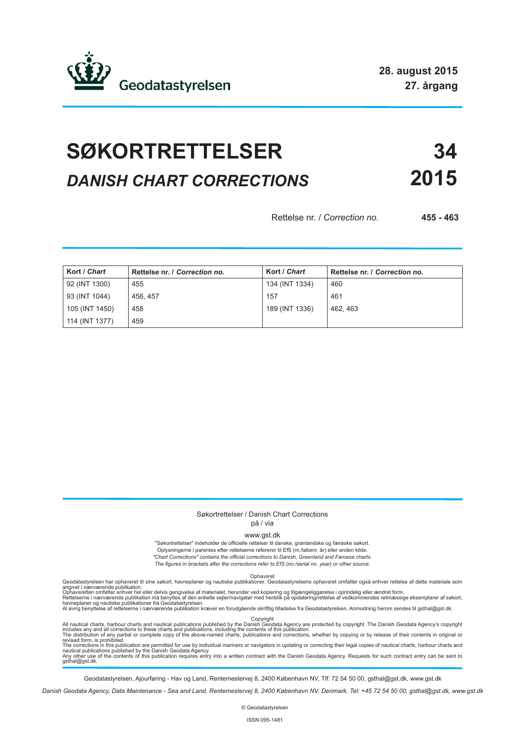Geodatastyrelsen

**28. august 2015**
**27. årgang**

# SØKORTRETTELSER 34

# *DANISH CHART CORRECTIONS* 2015

Rettelse nr. / *Correction no.* **455 - 463**

| Kort / *Chart* | Rettelse nr. / *Correction no.* | Kort / *Chart* | Rettelse nr. / *Correction no.* |
|---|---|---|---|
| 92 (INT 1300) | 455 | 134 (INT 1334) | 460 |
| 93 (INT 1044) | 456, 457 | 157 | 461 |
| 105 (INT 1450) | 458 | 189 (INT 1336) | 462, 463 |
| 114 (INT 1377) | 459 | | |

Søkortrettelser / Danish Chart Corrections
på / via
www.gst.dk

"Søkortrettelser" indeholder de officielle rettelser til danske, grønlandske og færøske søkort.
Oplysningerne i parentes efter rettelserne refererer til EfS (nr./løbenr. år) eller anden kilde.
*"Chart Corrections" contains the official corrections to Danish, Greenland and Faroese charts.*
*The figures in brackets after the corrections refer to EfS (no./serial no. year) or other source.*

Ophavsret

Geodatastyrelsen har ophavsret til sine søkort, havneplaner og nautiske publikationer. Geodatastyrelsens ophavsret omfatter også enhver rettelse af dette materiale som angivet i nærværende publikation.
Ophavsretten omfatter enhver hel eller delvis gengivelse af materialet, herunder ved kopiering og tilgængeliggørelse i oprindelig eller ændret form.
Rettelserne i nærværende publikation må benyttes af den enkelte sejler/navigatør med henblik på opdatering/rettelse af vedkommendes retmæssige eksemplarer af søkort, havneplaner og nautiske publikationer fra Geodatastyrelsen.
Al øvrig benyttelse af rettelserne i nærværende publikation kræver en forudgående skriftlig tilladelse fra Geodatastyrelsen. Anmodning herom sendes til gsthal@gst.dk.

Copyright

All nautical charts, harbour charts and nautical publications published by the Danish Geodata Agency are protected by copyright. The Danish Geodata Agency's copyright includes any and all corrections to these charts and publications, including the contents of this publication.
The distribution of any partial or complete copy of the above-named charts, publications and corrections, whether by copying or by release of their contents in original or revised form, is prohibited.
The corrections in this publication are permitted for use by individual mariners or navigators in updating or correcting their legal copies of nautical charts, harbour charts and nautical publications published by the Danish Geodata Agency.
Any other use of the contents of this publication requires entry into a written contract with the Danish Geodata Agency. Requests for such contract entry can be sent to gsthal@gst.dk.

Geodatastyrelsen, Ajourføring - Hav og Land, Rentemestervej 8, 2400 København NV, Tlf: 72 54 50 00, gsthal@gst.dk, www.gst.dk

*Danish Geodata Agency, Data Maintenance - Sea and Land, Rentemestervej 8, 2400 København NV, Denmark, Tel: +45 72 54 50 00, gsthal@gst.dk, www.gst.dk*

© Geodatastyrelsen

ISSN 095-1481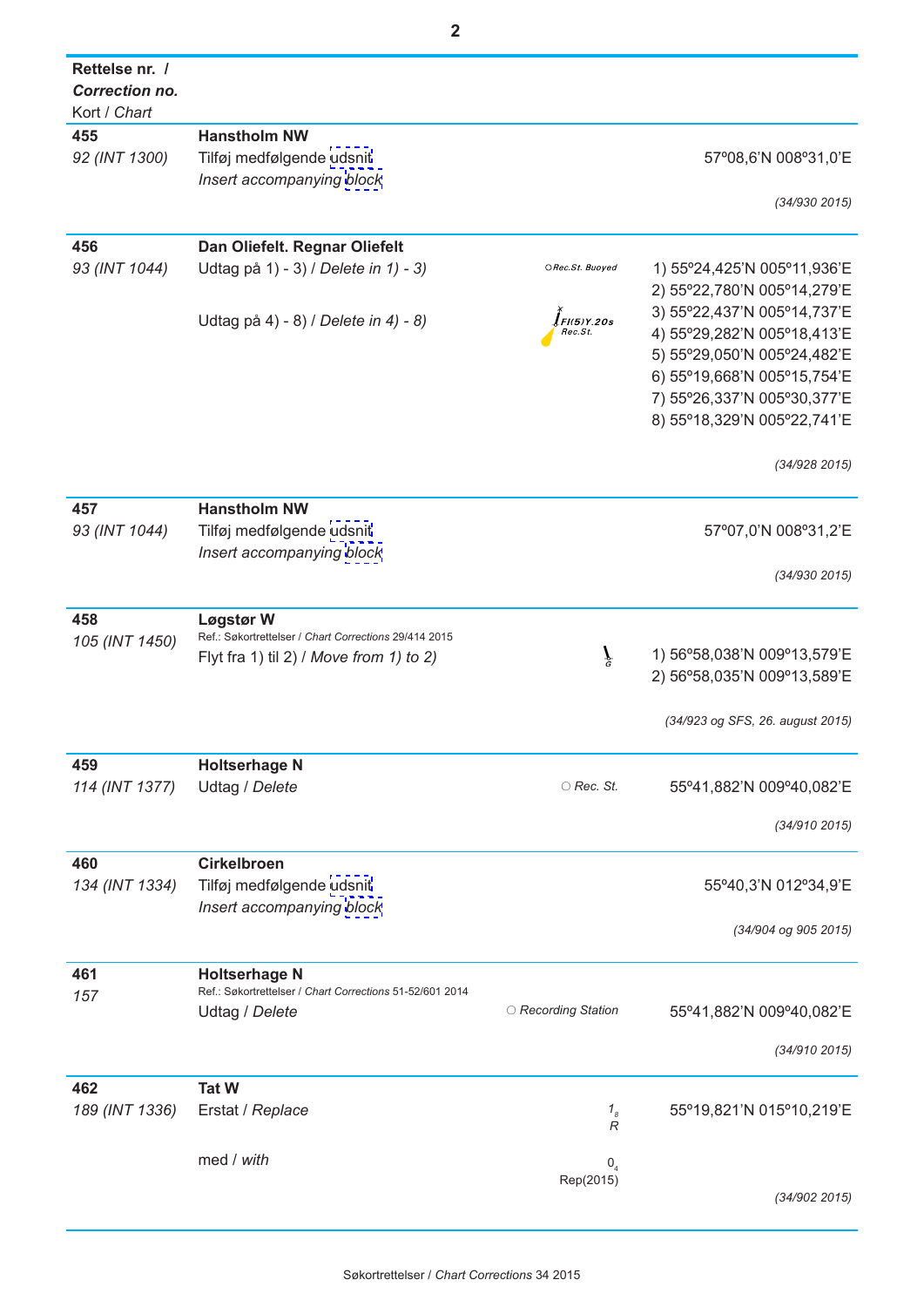| Rettelse nr. / ***Correction no.*** Kort / *Chart* | | | |
|---|---|---|---|
| **455** *92 (INT 1300)* | **Hanstholm NW** Tilføj medfølgende udsnit *Insert accompanying block* | | 57º08,6'N 008º31,0'E *(34/930 2015)* |
| **456** *93 (INT 1044)* | **Dan Oliefelt. Regnar Oliefelt** Udtag på 1) - 3) / *Delete in 1) - 3)* | ○ *Rec.St. Buoyed* | 1) 55º24,425'N 005º11,936'E 2) 55º22,780'N 005º14,279'E 3) 55º22,437'N 005º14,737'E |
| | Udtag på 4) - 8) / *Delete in 4) - 8)* | *Fl(5)Y.20s Rec.St.* | 4) 55º29,282'N 005º18,413'E 5) 55º29,050'N 005º24,482'E 6) 55º19,668'N 005º15,754'E 7) 55º26,337'N 005º30,377'E 8) 55º18,329'N 005º22,741'E *(34/928 2015)* |
| **457** *93 (INT 1044)* | **Hanstholm NW** Tilføj medfølgende udsnit *Insert accompanying block* | | 57º07,0'N 008º31,2'E *(34/930 2015)* |
| **458** *105 (INT 1450)* | **Løgstør W** Ref.: Søkortrettelser / *Chart Corrections* 29/414 2015 Flyt fra 1) til 2) / *Move from 1) to 2)* | *G* | 1) 56º58,038'N 009º13,579'E 2) 56º58,035'N 009º13,589'E *(34/923 og SFS, 26. august 2015)* |
| **459** *114 (INT 1377)* | **Holtserhage N** Udtag / *Delete* | ○ *Rec. St.* | 55º41,882'N 009º40,082'E *(34/910 2015)* |
| **460** *134 (INT 1334)* | **Cirkelbroen** Tilføj medfølgende udsnit *Insert accompanying block* | | 55º40,3'N 012º34,9'E *(34/904 og 905 2015)* |
| **461** *157* | **Holtserhage N** Ref.: Søkortrettelser / *Chart Corrections* 51-52/601 2014 Udtag / *Delete* | ○ *Recording Station* | 55º41,882'N 009º40,082'E *(34/910 2015)* |
| **462** *189 (INT 1336)* | **Tat W** Erstat / *Replace* | $1_8$ *R* | 55º19,821'N 015º10,219'E |
| | med / *with* | $0_4$ Rep(2015) | *(34/902 2015)* |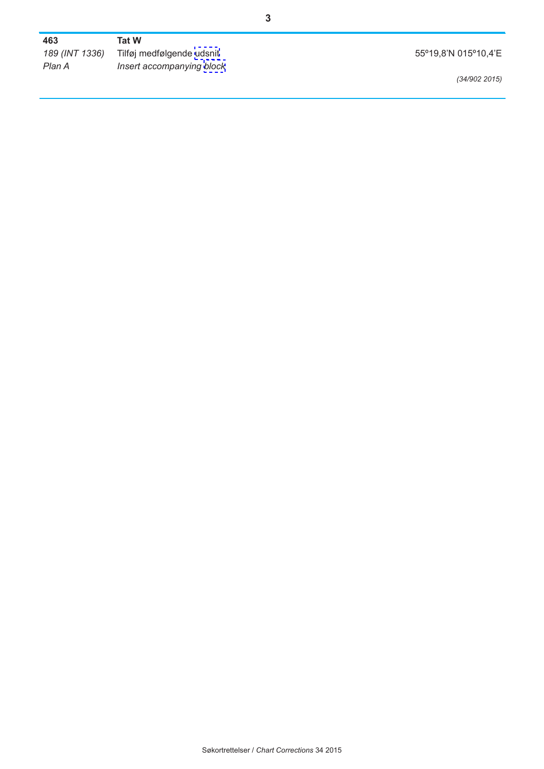**463** **Tat W**

*189 (INT 1336)* Tilføj medfølgende udsnit — 55º19,8'N 015º10,4'E

*Plan A* *Insert accompanying block*

*(34/902 2015)*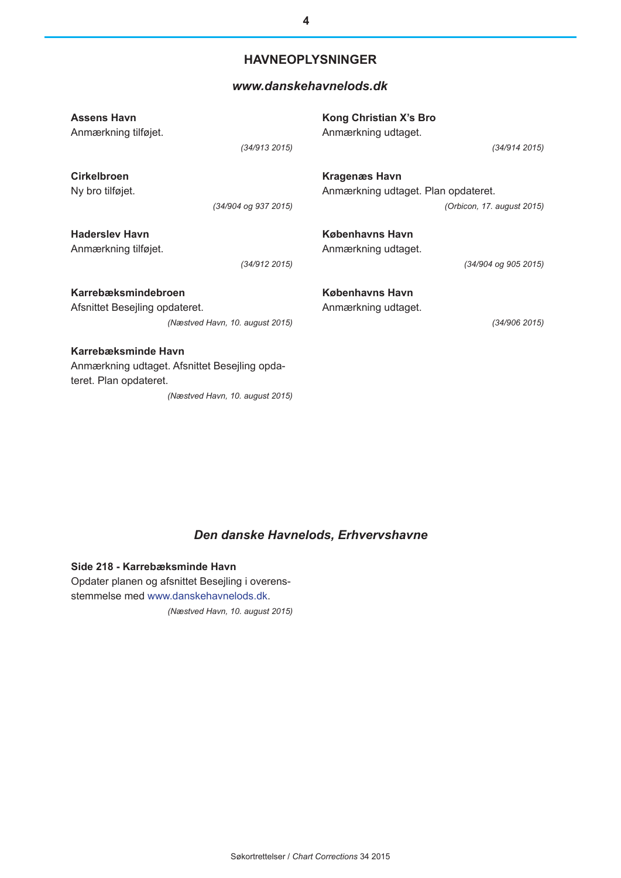## HAVNEOPLYSNINGER

### *www.danskehavnelods.dk*

**Assens Havn**
Anmærkning tilføjet.

*(34/913 2015)*

**Cirkelbroen**
Ny bro tilføjet.

*(34/904 og 937 2015)*

**Haderslev Havn**
Anmærkning tilføjet.

*(34/912 2015)*

**Karrebæksmindebroen**
Afsnittet Besejling opdateret.

*(Næstved Havn, 10. august 2015)*

**Karrebæksminde Havn**
Anmærkning udtaget. Afsnittet Besejling opdateret. Plan opdateret.

*(Næstved Havn, 10. august 2015)*

**Kong Christian X's Bro**
Anmærkning udtaget.

*(34/914 2015)*

**Kragenæs Havn**
Anmærkning udtaget. Plan opdateret.

*(Orbicon, 17. august 2015)*

**Københavns Havn**
Anmærkning udtaget.

*(34/904 og 905 2015)*

**Københavns Havn**
Anmærkning udtaget.

*(34/906 2015)*

## *Den danske Havnelods, Erhvervshavne*

**Side 218 - Karrebæksminde Havn**
Opdater planen og afsnittet Besejling i overensstemmelse med www.danskehavnelods.dk.

*(Næstved Havn, 10. august 2015)*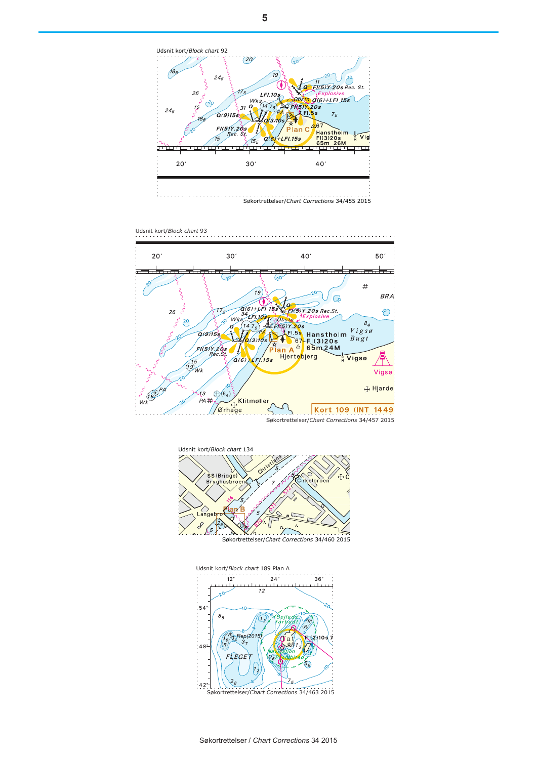Udsnit kort/*Block chart* 92

Søkortrettelser/*Chart Corrections* 34/455 2015

Udsnit kort/*Block chart* 93

Søkortrettelser/*Chart Corrections* 34/457 2015

Udsnit kort/*Block chart* 134

Søkortrettelser/*Chart Corrections* 34/460 2015

Udsnit kort/*Block chart* 189 Plan A

Søkortrettelser/*Chart Corrections* 34/463 2015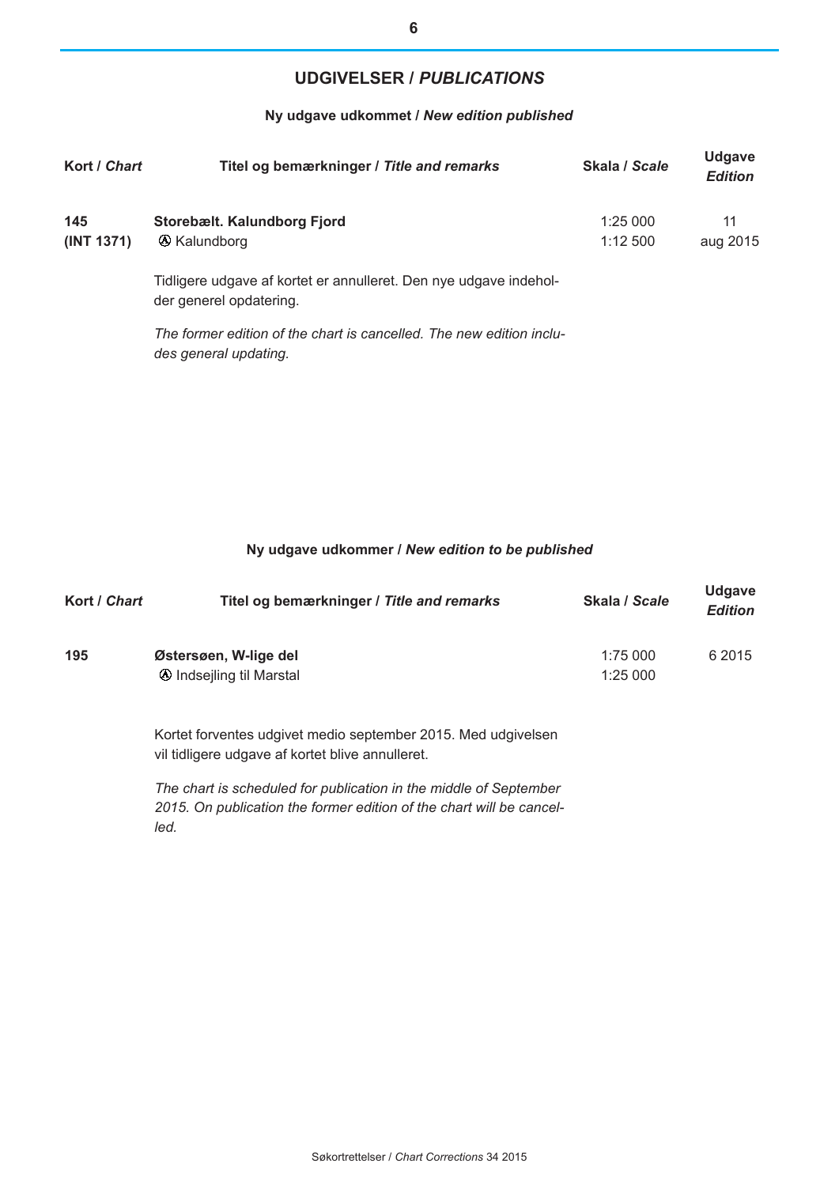# UDGIVELSER / *PUBLICATIONS*

## Ny udgave udkommet / *New edition published*

| Kort / *Chart* | Titel og bemærkninger / *Title and remarks* | Skala / *Scale* | Udgave *Edition* |
|---|---|---|---|
| **145** **(INT 1371)** | **Storebælt. Kalundborg Fjord** Ⓐ Kalundborg | 1:25 000 1:12 500 | 11 aug 2015 |

Tidligere udgave af kortet er annulleret. Den nye udgave indeholder generel opdatering.

*The former edition of the chart is cancelled. The new edition includes general updating.*

## Ny udgave udkommer / *New edition to be published*

| Kort / *Chart* | Titel og bemærkninger / *Title and remarks* | Skala / *Scale* | Udgave *Edition* |
|---|---|---|---|
| **195** | **Østersøen, W-lige del** Ⓐ Indsejling til Marstal | 1:75 000 1:25 000 | 6 2015 |

Kortet forventes udgivet medio september 2015. Med udgivelsen vil tidligere udgave af kortet blive annulleret.

*The chart is scheduled for publication in the middle of September 2015. On publication the former edition of the chart will be cancelled.*